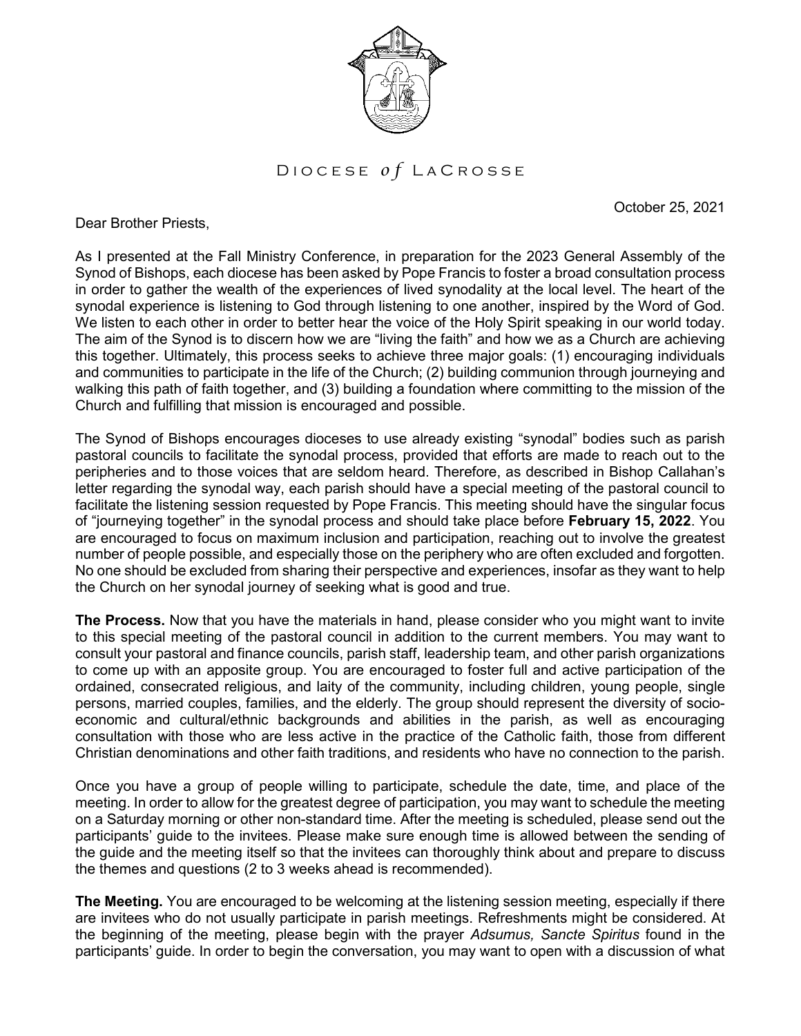Diocese *of* LaCrosse

October 25, 2021

Dear Brother Priests,

As I presented at the Fall Ministry Conference, in preparation for the 2023 General Assembly of the Synod of Bishops, each diocese has been asked by Pope Francis to foster a broad consultation process in order to gather the wealth of the experiences of lived synodality at the local level. The heart of the synodal experience is listening to God through listening to one another, inspired by the Word of God. We listen to each other in order to better hear the voice of the Holy Spirit speaking in our world today. The aim of the Synod is to discern how we are "living the faith" and how we as a Church are achieving this together. Ultimately, this process seeks to achieve three major goals: (1) encouraging individuals and communities to participate in the life of the Church; (2) building communion through journeying and walking this path of faith together, and (3) building a foundation where committing to the mission of the Church and fulfilling that mission is encouraged and possible.

The Synod of Bishops encourages dioceses to use already existing "synodal" bodies such as parish pastoral councils to facilitate the synodal process, provided that efforts are made to reach out to the peripheries and to those voices that are seldom heard. Therefore, as described in Bishop Callahan's letter regarding the synodal way, each parish should have a special meeting of the pastoral council to facilitate the listening session requested by Pope Francis. This meeting should have the singular focus of "journeying together" in the synodal process and should take place before **February 15, 2022**. You are encouraged to focus on maximum inclusion and participation, reaching out to involve the greatest number of people possible, and especially those on the periphery who are often excluded and forgotten. No one should be excluded from sharing their perspective and experiences, insofar as they want to help the Church on her synodal journey of seeking what is good and true.

**The Process.** Now that you have the materials in hand, please consider who you might want to invite to this special meeting of the pastoral council in addition to the current members. You may want to consult your pastoral and finance councils, parish staff, leadership team, and other parish organizations to come up with an apposite group. You are encouraged to foster full and active participation of the ordained, consecrated religious, and laity of the community, including children, young people, single persons, married couples, families, and the elderly. The group should represent the diversity of socio-economic and cultural/ethnic backgrounds and abilities in the parish, as well as encouraging consultation with those who are less active in the practice of the Catholic faith, those from different Christian denominations and other faith traditions, and residents who have no connection to the parish.

Once you have a group of people willing to participate, schedule the date, time, and place of the meeting. In order to allow for the greatest degree of participation, you may want to schedule the meeting on a Saturday morning or other non-standard time. After the meeting is scheduled, please send out the participants' guide to the invitees. Please make sure enough time is allowed between the sending of the guide and the meeting itself so that the invitees can thoroughly think about and prepare to discuss the themes and questions (2 to 3 weeks ahead is recommended).

**The Meeting.** You are encouraged to be welcoming at the listening session meeting, especially if there are invitees who do not usually participate in parish meetings. Refreshments might be considered. At the beginning of the meeting, please begin with the prayer *Adsumus, Sancte Spiritus* found in the participants' guide. In order to begin the conversation, you may want to open with a discussion of what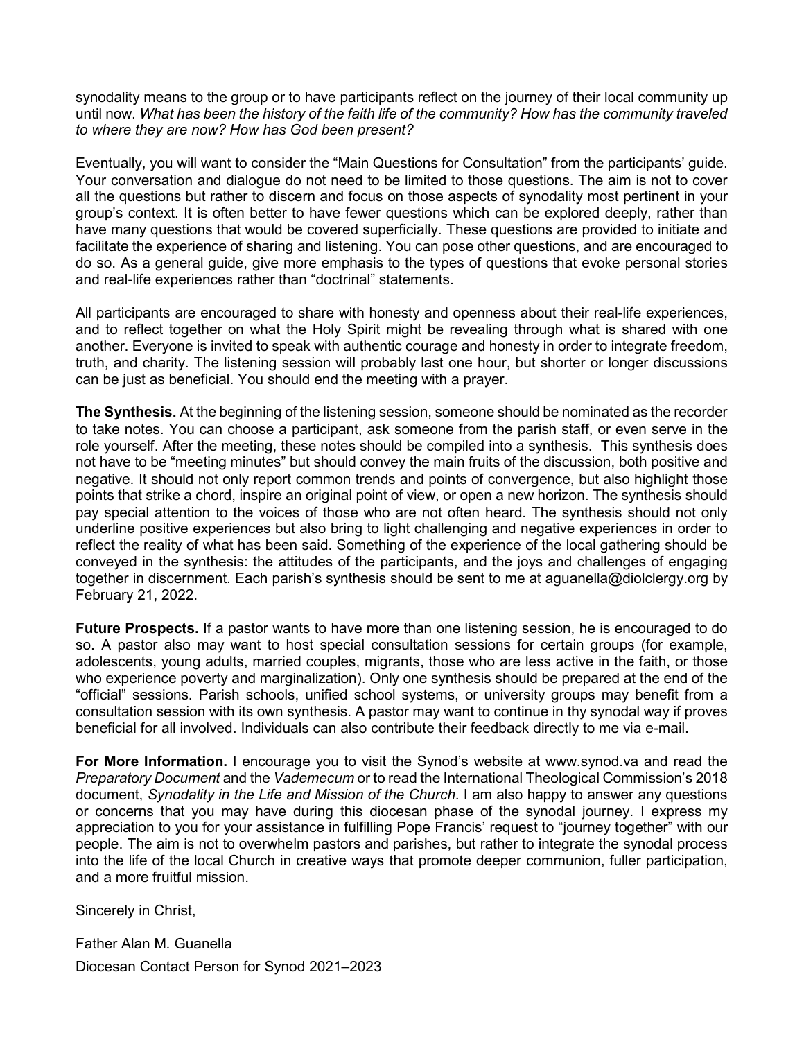synodality means to the group or to have participants reflect on the journey of their local community up until now. *What has been the history of the faith life of the community? How has the community traveled to where they are now? How has God been present?*

Eventually, you will want to consider the "Main Questions for Consultation" from the participants' guide. Your conversation and dialogue do not need to be limited to those questions. The aim is not to cover all the questions but rather to discern and focus on those aspects of synodality most pertinent in your group's context. It is often better to have fewer questions which can be explored deeply, rather than have many questions that would be covered superficially. These questions are provided to initiate and facilitate the experience of sharing and listening. You can pose other questions, and are encouraged to do so. As a general guide, give more emphasis to the types of questions that evoke personal stories and real-life experiences rather than "doctrinal" statements.

All participants are encouraged to share with honesty and openness about their real-life experiences, and to reflect together on what the Holy Spirit might be revealing through what is shared with one another. Everyone is invited to speak with authentic courage and honesty in order to integrate freedom, truth, and charity. The listening session will probably last one hour, but shorter or longer discussions can be just as beneficial. You should end the meeting with a prayer.

**The Synthesis.** At the beginning of the listening session, someone should be nominated as the recorder to take notes. You can choose a participant, ask someone from the parish staff, or even serve in the role yourself. After the meeting, these notes should be compiled into a synthesis. This synthesis does not have to be "meeting minutes" but should convey the main fruits of the discussion, both positive and negative. It should not only report common trends and points of convergence, but also highlight those points that strike a chord, inspire an original point of view, or open a new horizon. The synthesis should pay special attention to the voices of those who are not often heard. The synthesis should not only underline positive experiences but also bring to light challenging and negative experiences in order to reflect the reality of what has been said. Something of the experience of the local gathering should be conveyed in the synthesis: the attitudes of the participants, and the joys and challenges of engaging together in discernment. Each parish's synthesis should be sent to me at aguanella@diolclergy.org by February 21, 2022.

**Future Prospects.** If a pastor wants to have more than one listening session, he is encouraged to do so. A pastor also may want to host special consultation sessions for certain groups (for example, adolescents, young adults, married couples, migrants, those who are less active in the faith, or those who experience poverty and marginalization). Only one synthesis should be prepared at the end of the "official" sessions. Parish schools, unified school systems, or university groups may benefit from a consultation session with its own synthesis. A pastor may want to continue in thy synodal way if proves beneficial for all involved. Individuals can also contribute their feedback directly to me via e-mail.

**For More Information.** I encourage you to visit the Synod's website at www.synod.va and read the *Preparatory Document* and the *Vademecum* or to read the International Theological Commission's 2018 document, *Synodality in the Life and Mission of the Church*. I am also happy to answer any questions or concerns that you may have during this diocesan phase of the synodal journey. I express my appreciation to you for your assistance in fulfilling Pope Francis' request to "journey together" with our people. The aim is not to overwhelm pastors and parishes, but rather to integrate the synodal process into the life of the local Church in creative ways that promote deeper communion, fuller participation, and a more fruitful mission.

Sincerely in Christ,

Father Alan M. Guanella
Diocesan Contact Person for Synod 2021–2023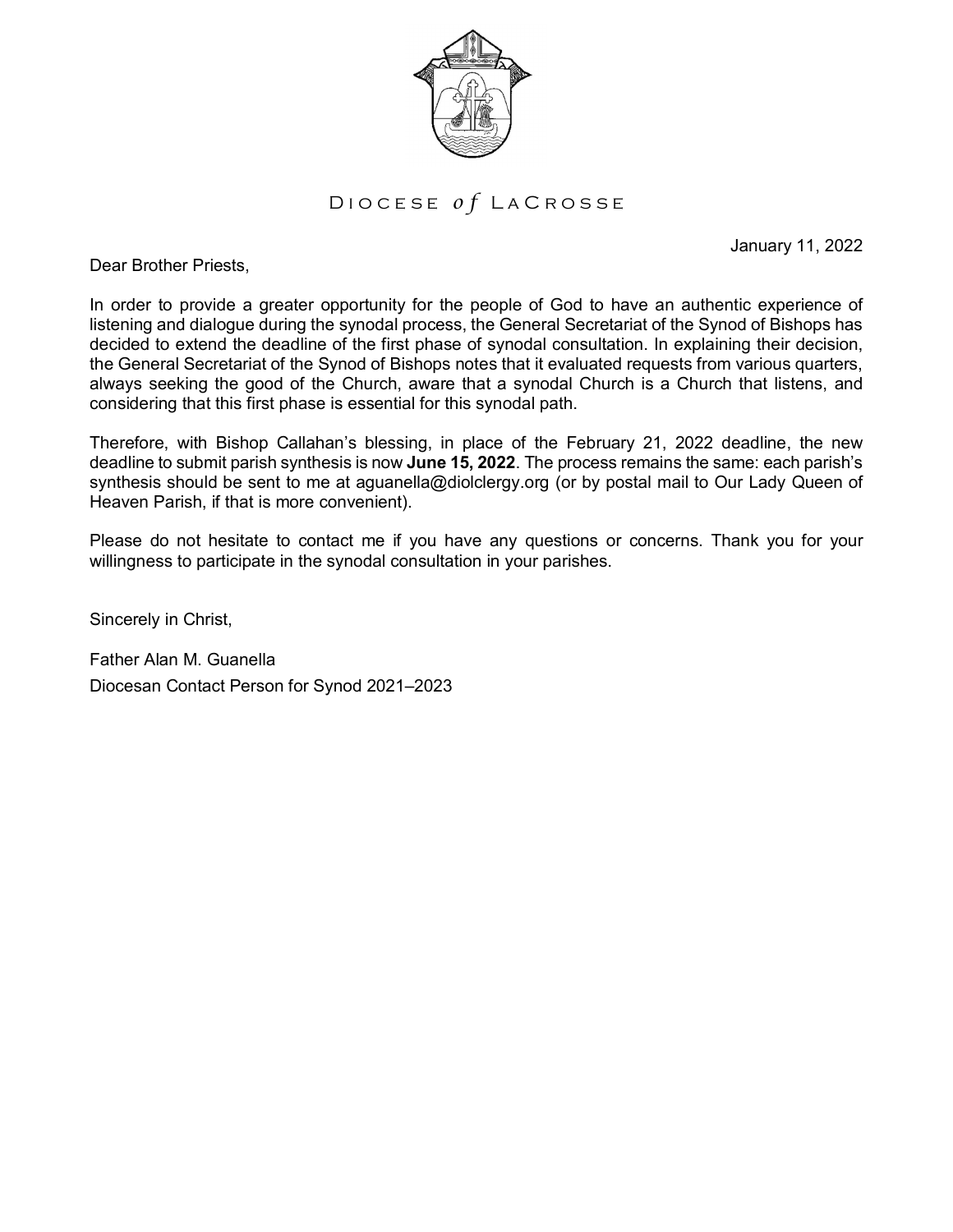Diocese *of* LaCrosse

January 11, 2022

Dear Brother Priests,

In order to provide a greater opportunity for the people of God to have an authentic experience of listening and dialogue during the synodal process, the General Secretariat of the Synod of Bishops has decided to extend the deadline of the first phase of synodal consultation. In explaining their decision, the General Secretariat of the Synod of Bishops notes that it evaluated requests from various quarters, always seeking the good of the Church, aware that a synodal Church is a Church that listens, and considering that this first phase is essential for this synodal path.

Therefore, with Bishop Callahan's blessing, in place of the February 21, 2022 deadline, the new deadline to submit parish synthesis is now **June 15, 2022**. The process remains the same: each parish's synthesis should be sent to me at aguanella@diolclergy.org (or by postal mail to Our Lady Queen of Heaven Parish, if that is more convenient).

Please do not hesitate to contact me if you have any questions or concerns. Thank you for your willingness to participate in the synodal consultation in your parishes.

Sincerely in Christ,

Father Alan M. Guanella
Diocesan Contact Person for Synod 2021–2023